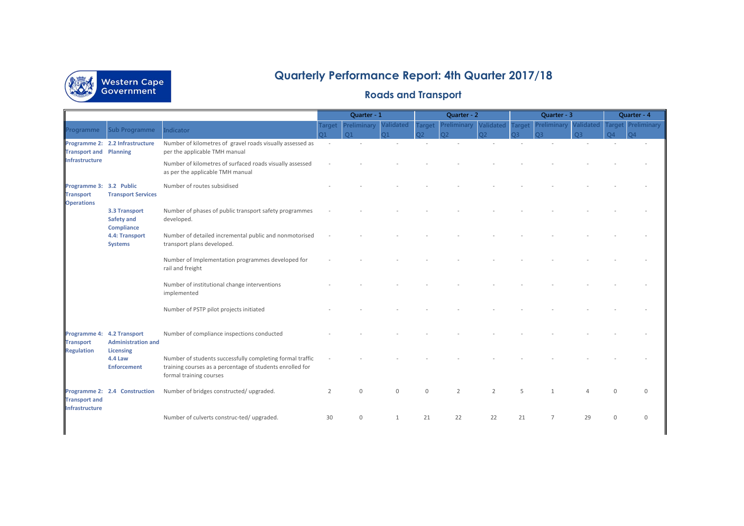# Quarterly Performance Report: 4th Quarter 2017/18

## Roads and Transport

| | | | Quarter - 1 | | | Quarter - 2 | | | Quarter - 3 | | | Quarter - 4 | |
|---|---|---|---|---|---|---|---|---|---|---|---|---|---|
| Programme | Sub Programme | Indicator | Target Q1 | Preliminary Q1 | Validated Q1 | Target Q2 | Preliminary Q2 | Validated Q2 | Target Q3 | Preliminary Q3 | Validated Q3 | Target Q4 | Preliminary Q4 |
| **Programme 2: Transport and Infrastructure** | **2.2 Infrastructure Planning** | Number of kilometres of gravel roads visually assessed as per the applicable TMH manual | - | - | - | - | - | - | - | - | - | - | - |
| | | Number of kilometres of surfaced roads visually assessed as per the applicable TMH manual | - | - | - | - | - | - | - | - | - | - | - |
| **Programme 3: Transport Operations** | **3.2 Public Transport Services** | Number of routes subsidised | - | - | - | - | - | - | - | - | - | - | - |
| | **3.3 Transport Safety and Compliance** | Number of phases of public transport safety programmes developed. | - | - | - | - | - | - | - | - | - | - | - |
| | **4.4: Transport Systems** | Number of detailed incremental public and nonmotorised transport plans developed. | - | - | - | - | - | - | - | - | - | - | - |
| | | Number of Implementation programmes developed for rail and freight | - | - | - | - | - | - | - | - | - | - | - |
| | | Number of institutional change interventions implemented | - | - | - | - | - | - | - | - | - | - | - |
| | | Number of PSTP pilot projects initiated | - | - | - | - | - | - | - | - | - | - | - |
| **Programme 4: Transport Regulation** | **4.2 Transport Administration and Licensing** | Number of compliance inspections conducted | - | - | - | - | - | - | - | - | - | - | - |
| | **4.4 Law Enforcement** | Number of students successfully completing formal traffic training courses as a percentage of students enrolled for formal training courses | - | - | - | - | - | - | - | - | - | - | - |
| **Programme 2: Transport and Infrastructure** | **2.4 Construction** | Number of bridges constructed/ upgraded. | 2 | 0 | 0 | 0 | 2 | 2 | 5 | 1 | 4 | 0 | 0 |
| | | Number of culverts construc-ted/ upgraded. | 30 | 0 | 1 | 21 | 22 | 22 | 21 | 7 | 29 | 0 | 0 |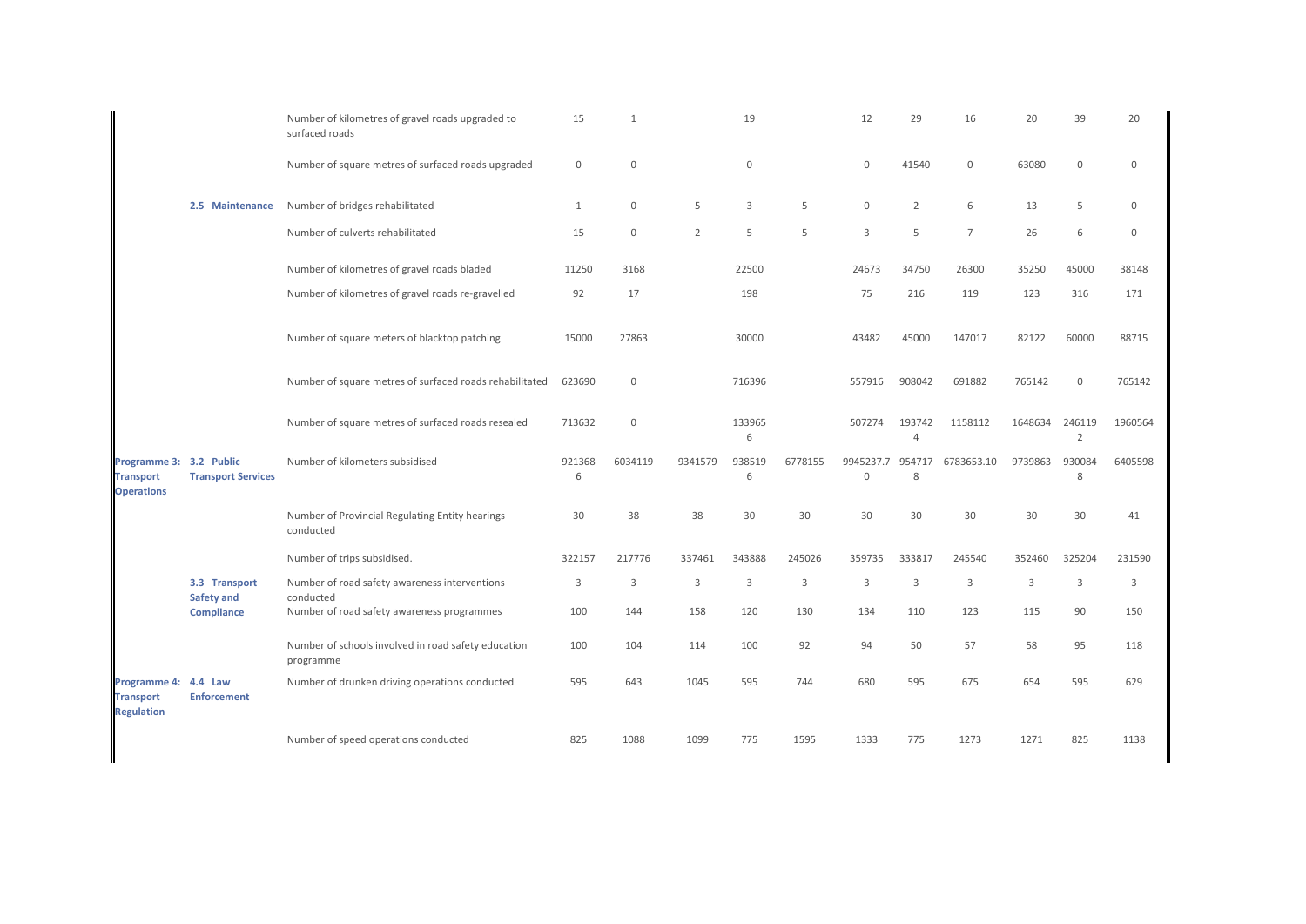| | | | | | | | | | | | | | |
|---|---|---|---|---|---|---|---|---|---|---|---|---|---|
| | | Number of kilometres of gravel roads upgraded to surfaced roads | 15 | 1 | | 19 | | 12 | 29 | 16 | 20 | 39 | 20 |
| | | Number of square metres of surfaced roads upgraded | 0 | 0 | | 0 | | 0 | 41540 | 0 | 63080 | 0 | 0 |
| | **2.5 Maintenance** | Number of bridges rehabilitated | 1 | 0 | 5 | 3 | 5 | 0 | 2 | 6 | 13 | 5 | 0 |
| | | Number of culverts rehabilitated | 15 | 0 | 2 | 5 | 5 | 3 | 5 | 7 | 26 | 6 | 0 |
| | | Number of kilometres of gravel roads bladed | 11250 | 3168 | | 22500 | | 24673 | 34750 | 26300 | 35250 | 45000 | 38148 |
| | | Number of kilometres of gravel roads re-gravelled | 92 | 17 | | 198 | | 75 | 216 | 119 | 123 | 316 | 171 |
| | | Number of square meters of blacktop patching | 15000 | 27863 | | 30000 | | 43482 | 45000 | 147017 | 82122 | 60000 | 88715 |
| | | Number of square metres of surfaced roads rehabilitated | 623690 | 0 | | 716396 | | 557916 | 908042 | 691882 | 765142 | 0 | 765142 |
| | | Number of square metres of surfaced roads resealed | 713632 | 0 | | 1339656 | | 507274 | 1937424 | 1158112 | 1648634 | 2461192 | 1960564 |
| **Programme 3: Transport Operations** | **3.2 Public Transport Services** | Number of kilometers subsidised | 9213686 | 6034119 | 9341579 | 9385196 | 6778155 | 9945237.70 | 9547178 | 6783653.10 | 9739863 | 9300848 | 6405598 |
| | | Number of Provincial Regulating Entity hearings conducted | 30 | 38 | 38 | 30 | 30 | 30 | 30 | 30 | 30 | 30 | 41 |
| | | Number of trips subsidised. | 322157 | 217776 | 337461 | 343888 | 245026 | 359735 | 333817 | 245540 | 352460 | 325204 | 231590 |
| | **3.3 Transport Safety and Compliance** | Number of road safety awareness interventions conducted | 3 | 3 | 3 | 3 | 3 | 3 | 3 | 3 | 3 | 3 | 3 |
| | | Number of road safety awareness programmes | 100 | 144 | 158 | 120 | 130 | 134 | 110 | 123 | 115 | 90 | 150 |
| | | Number of schools involved in road safety education programme | 100 | 104 | 114 | 100 | 92 | 94 | 50 | 57 | 58 | 95 | 118 |
| **Programme 4: Transport Regulation** | **4.4 Law Enforcement** | Number of drunken driving operations conducted | 595 | 643 | 1045 | 595 | 744 | 680 | 595 | 675 | 654 | 595 | 629 |
| | | Number of speed operations conducted | 825 | 1088 | 1099 | 775 | 1595 | 1333 | 775 | 1273 | 1271 | 825 | 1138 |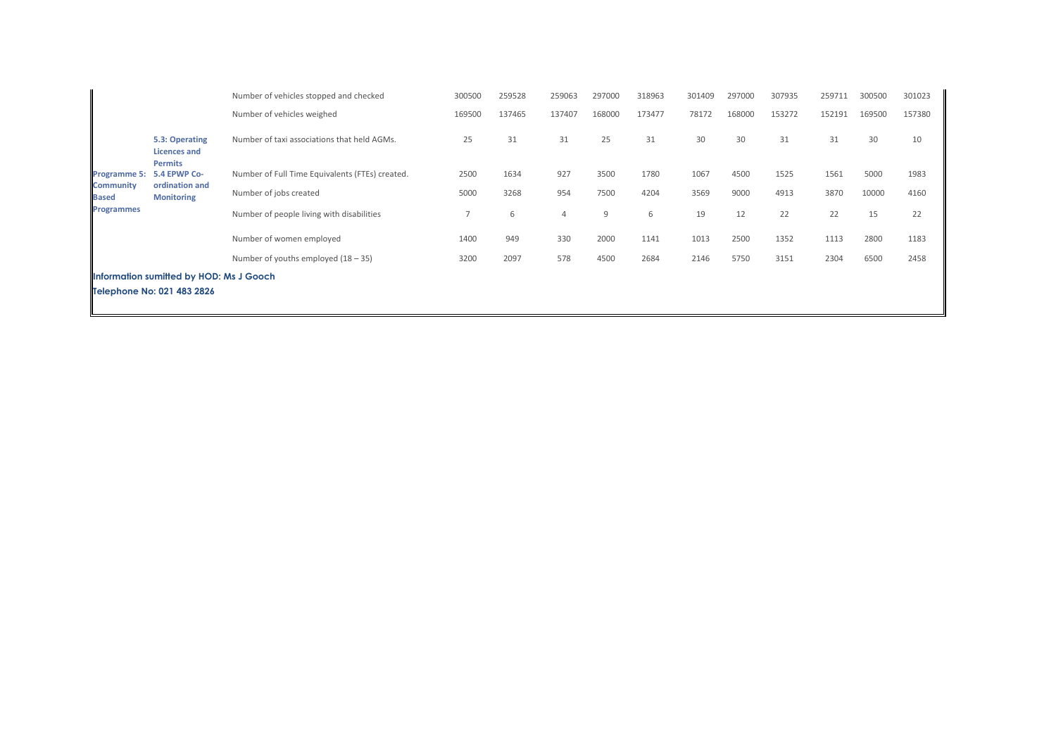| | | | | | | | | | | | | | | |
|---|---|---|---|---|---|---|---|---|---|---|---|---|---|---|
| | | Number of vehicles stopped and checked | 300500 | 259528 | 259063 | 297000 | 318963 | 301409 | 297000 | 307935 | 259711 | 300500 | 301023 |
| | | Number of vehicles weighed | 169500 | 137465 | 137407 | 168000 | 173477 | 78172 | 168000 | 153272 | 152191 | 169500 | 157380 |
| | **5.3: Operating Licences and Permits** | Number of taxi associations that held AGMs. | 25 | 31 | 31 | 25 | 31 | 30 | 30 | 31 | 31 | 30 | 10 |
| **Programme 5: Community Based Programmes** | **5.4 EPWP Co-ordination and Monitoring** | Number of Full Time Equivalents (FTEs) created. | 2500 | 1634 | 927 | 3500 | 1780 | 1067 | 4500 | 1525 | 1561 | 5000 | 1983 |
| | | Number of jobs created | 5000 | 3268 | 954 | 7500 | 4204 | 3569 | 9000 | 4913 | 3870 | 10000 | 4160 |
| | | Number of people living with disabilities | 7 | 6 | 4 | 9 | 6 | 19 | 12 | 22 | 22 | 15 | 22 |
| | | Number of women employed | 1400 | 949 | 330 | 2000 | 1141 | 1013 | 2500 | 1352 | 1113 | 2800 | 1183 |
| | | Number of youths employed (18 – 35) | 3200 | 2097 | 578 | 4500 | 2684 | 2146 | 5750 | 3151 | 2304 | 6500 | 2458 |

**Information sumitted by HOD: Ms J Gooch**

**Telephone No: 021 483 2826**